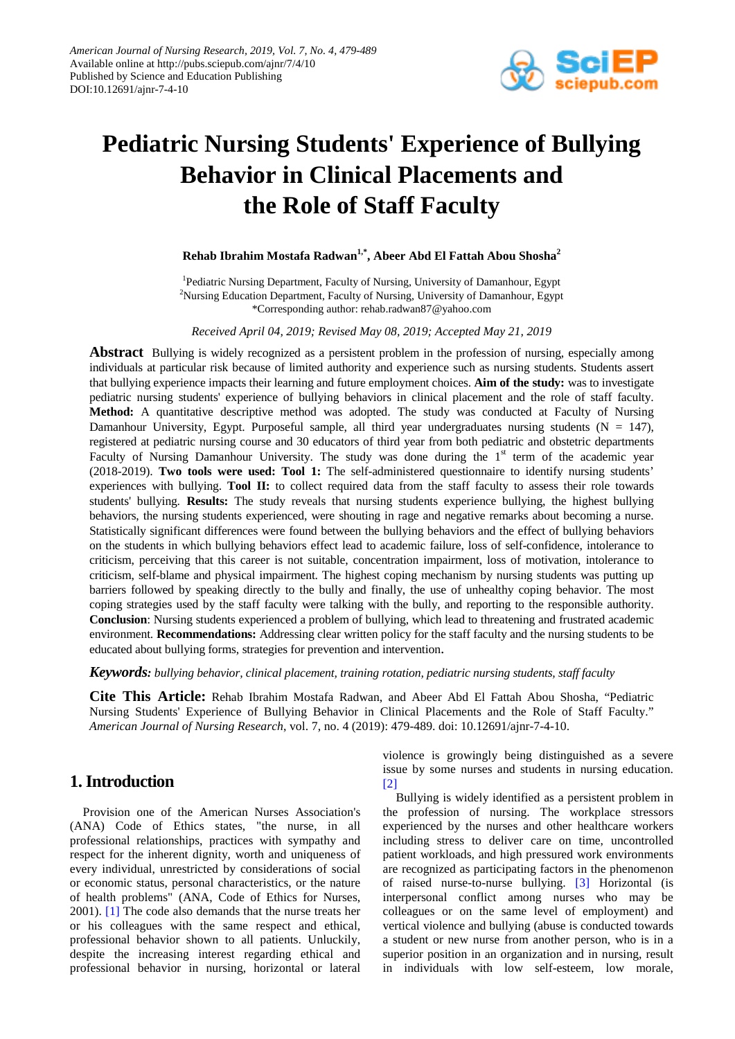# Pediatric Nursing Students' Experience of Bullying Behavior in Clinical Placements and the Role of Staff Faculty

**Rehab Ibrahim Mostafa Radwan[1,*], Abeer Abd El Fattah Abou Shosha[2]**

[1]Pediatric Nursing Department, Faculty of Nursing, University of Damanhour, Egypt
[2]Nursing Education Department, Faculty of Nursing, University of Damanhour, Egypt
*Corresponding author: rehab.radwan87@yahoo.com

*Received April 04, 2019; Revised May 08, 2019; Accepted May 21, 2019*

**Abstract** Bullying is widely recognized as a persistent problem in the profession of nursing, especially among individuals at particular risk because of limited authority and experience such as nursing students. Students assert that bullying experience impacts their learning and future employment choices. **Aim of the study:** was to investigate pediatric nursing students' experience of bullying behaviors in clinical placement and the role of staff faculty. **Method:** A quantitative descriptive method was adopted. The study was conducted at Faculty of Nursing Damanhour University, Egypt. Purposeful sample, all third year undergraduates nursing students (N = 147), registered at pediatric nursing course and 30 educators of third year from both pediatric and obstetric departments Faculty of Nursing Damanhour University. The study was done during the 1st term of the academic year (2018-2019). **Two tools were used: Tool 1:** The self-administered questionnaire to identify nursing students' experiences with bullying. **Tool II:** to collect required data from the staff faculty to assess their role towards students' bullying. **Results:** The study reveals that nursing students experience bullying, the highest bullying behaviors, the nursing students experienced, were shouting in rage and negative remarks about becoming a nurse. Statistically significant differences were found between the bullying behaviors and the effect of bullying behaviors on the students in which bullying behaviors effect lead to academic failure, loss of self-confidence, intolerance to criticism, perceiving that this career is not suitable, concentration impairment, loss of motivation, intolerance to criticism, self-blame and physical impairment. The highest coping mechanism by nursing students was putting up barriers followed by speaking directly to the bully and finally, the use of unhealthy coping behavior. The most coping strategies used by the staff faculty were talking with the bully, and reporting to the responsible authority. **Conclusion**: Nursing students experienced a problem of bullying, which lead to threatening and frustrated academic environment. **Recommendations:** Addressing clear written policy for the staff faculty and the nursing students to be educated about bullying forms, strategies for prevention and intervention.

***Keywords:*** *bullying behavior, clinical placement, training rotation, pediatric nursing students, staff faculty*

**Cite This Article:** Rehab Ibrahim Mostafa Radwan, and Abeer Abd El Fattah Abou Shosha, "Pediatric Nursing Students' Experience of Bullying Behavior in Clinical Placements and the Role of Staff Faculty." *American Journal of Nursing Research*, vol. 7, no. 4 (2019): 479-489. doi: 10.12691/ajnr-7-4-10.

## 1. Introduction

Provision one of the American Nurses Association's (ANA) Code of Ethics states, "the nurse, in all professional relationships, practices with sympathy and respect for the inherent dignity, worth and uniqueness of every individual, unrestricted by considerations of social or economic status, personal characteristics, or the nature of health problems" (ANA, Code of Ethics for Nurses, 2001). [1] The code also demands that the nurse treats her or his colleagues with the same respect and ethical, professional behavior shown to all patients. Unluckily, despite the increasing interest regarding ethical and professional behavior in nursing, horizontal or lateral violence is growingly being distinguished as a severe issue by some nurses and students in nursing education. [2]

Bullying is widely identified as a persistent problem in the profession of nursing. The workplace stressors experienced by the nurses and other healthcare workers including stress to deliver care on time, uncontrolled patient workloads, and high pressured work environments are recognized as participating factors in the phenomenon of raised nurse-to-nurse bullying. [3] Horizontal (is interpersonal conflict among nurses who may be colleagues or on the same level of employment) and vertical violence and bullying (abuse is conducted towards a student or new nurse from another person, who is in a superior position in an organization and in nursing, result in individuals with low self-esteem, low morale,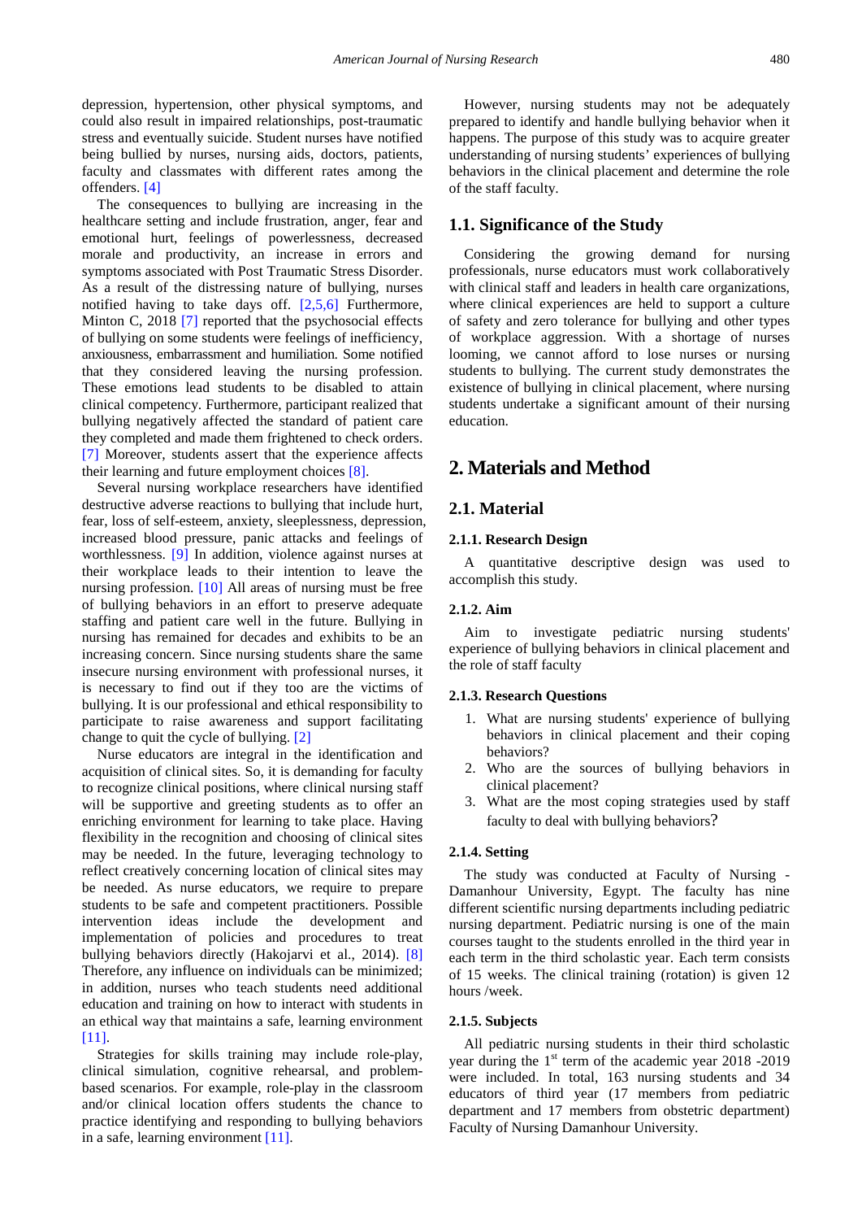depression, hypertension, other physical symptoms, and could also result in impaired relationships, post-traumatic stress and eventually suicide. Student nurses have notified being bullied by nurses, nursing aids, doctors, patients, faculty and classmates with different rates among the offenders. [4]

The consequences to bullying are increasing in the healthcare setting and include frustration, anger, fear and emotional hurt, feelings of powerlessness, decreased morale and productivity, an increase in errors and symptoms associated with Post Traumatic Stress Disorder. As a result of the distressing nature of bullying, nurses notified having to take days off. [2,5,6] Furthermore, Minton C, 2018 [7] reported that the psychosocial effects of bullying on some students were feelings of inefficiency, anxiousness, embarrassment and humiliation. Some notified that they considered leaving the nursing profession. These emotions lead students to be disabled to attain clinical competency. Furthermore, participant realized that bullying negatively affected the standard of patient care they completed and made them frightened to check orders. [7] Moreover, students assert that the experience affects their learning and future employment choices [8].

Several nursing workplace researchers have identified destructive adverse reactions to bullying that include hurt, fear, loss of self-esteem, anxiety, sleeplessness, depression, increased blood pressure, panic attacks and feelings of worthlessness. [9] In addition, violence against nurses at their workplace leads to their intention to leave the nursing profession. [10] All areas of nursing must be free of bullying behaviors in an effort to preserve adequate staffing and patient care well in the future. Bullying in nursing has remained for decades and exhibits to be an increasing concern. Since nursing students share the same insecure nursing environment with professional nurses, it is necessary to find out if they too are the victims of bullying. It is our professional and ethical responsibility to participate to raise awareness and support facilitating change to quit the cycle of bullying. [2]

Nurse educators are integral in the identification and acquisition of clinical sites. So, it is demanding for faculty to recognize clinical positions, where clinical nursing staff will be supportive and greeting students as to offer an enriching environment for learning to take place. Having flexibility in the recognition and choosing of clinical sites may be needed. In the future, leveraging technology to reflect creatively concerning location of clinical sites may be needed. As nurse educators, we require to prepare students to be safe and competent practitioners. Possible intervention ideas include the development and implementation of policies and procedures to treat bullying behaviors directly (Hakojarvi et al., 2014). [8] Therefore, any influence on individuals can be minimized; in addition, nurses who teach students need additional education and training on how to interact with students in an ethical way that maintains a safe, learning environment [11].

Strategies for skills training may include role-play, clinical simulation, cognitive rehearsal, and problem-based scenarios. For example, role-play in the classroom and/or clinical location offers students the chance to practice identifying and responding to bullying behaviors in a safe, learning environment [11].

However, nursing students may not be adequately prepared to identify and handle bullying behavior when it happens. The purpose of this study was to acquire greater understanding of nursing students' experiences of bullying behaviors in the clinical placement and determine the role of the staff faculty.

## 1.1. Significance of the Study

Considering the growing demand for nursing professionals, nurse educators must work collaboratively with clinical staff and leaders in health care organizations, where clinical experiences are held to support a culture of safety and zero tolerance for bullying and other types of workplace aggression. With a shortage of nurses looming, we cannot afford to lose nurses or nursing students to bullying. The current study demonstrates the existence of bullying in clinical placement, where nursing students undertake a significant amount of their nursing education.

# 2. Materials and Method

## 2.1. Material

### 2.1.1. Research Design

A quantitative descriptive design was used to accomplish this study.

### 2.1.2. Aim

Aim to investigate pediatric nursing students' experience of bullying behaviors in clinical placement and the role of staff faculty

### 2.1.3. Research Questions

1. What are nursing students' experience of bullying behaviors in clinical placement and their coping behaviors?
2. Who are the sources of bullying behaviors in clinical placement?
3. What are the most coping strategies used by staff faculty to deal with bullying behaviors?

### 2.1.4. Setting

The study was conducted at Faculty of Nursing - Damanhour University, Egypt. The faculty has nine different scientific nursing departments including pediatric nursing department. Pediatric nursing is one of the main courses taught to the students enrolled in the third year in each term in the third scholastic year. Each term consists of 15 weeks. The clinical training (rotation) is given 12 hours /week.

### 2.1.5. Subjects

All pediatric nursing students in their third scholastic year during the 1st term of the academic year 2018 -2019 were included. In total, 163 nursing students and 34 educators of third year (17 members from pediatric department and 17 members from obstetric department) Faculty of Nursing Damanhour University.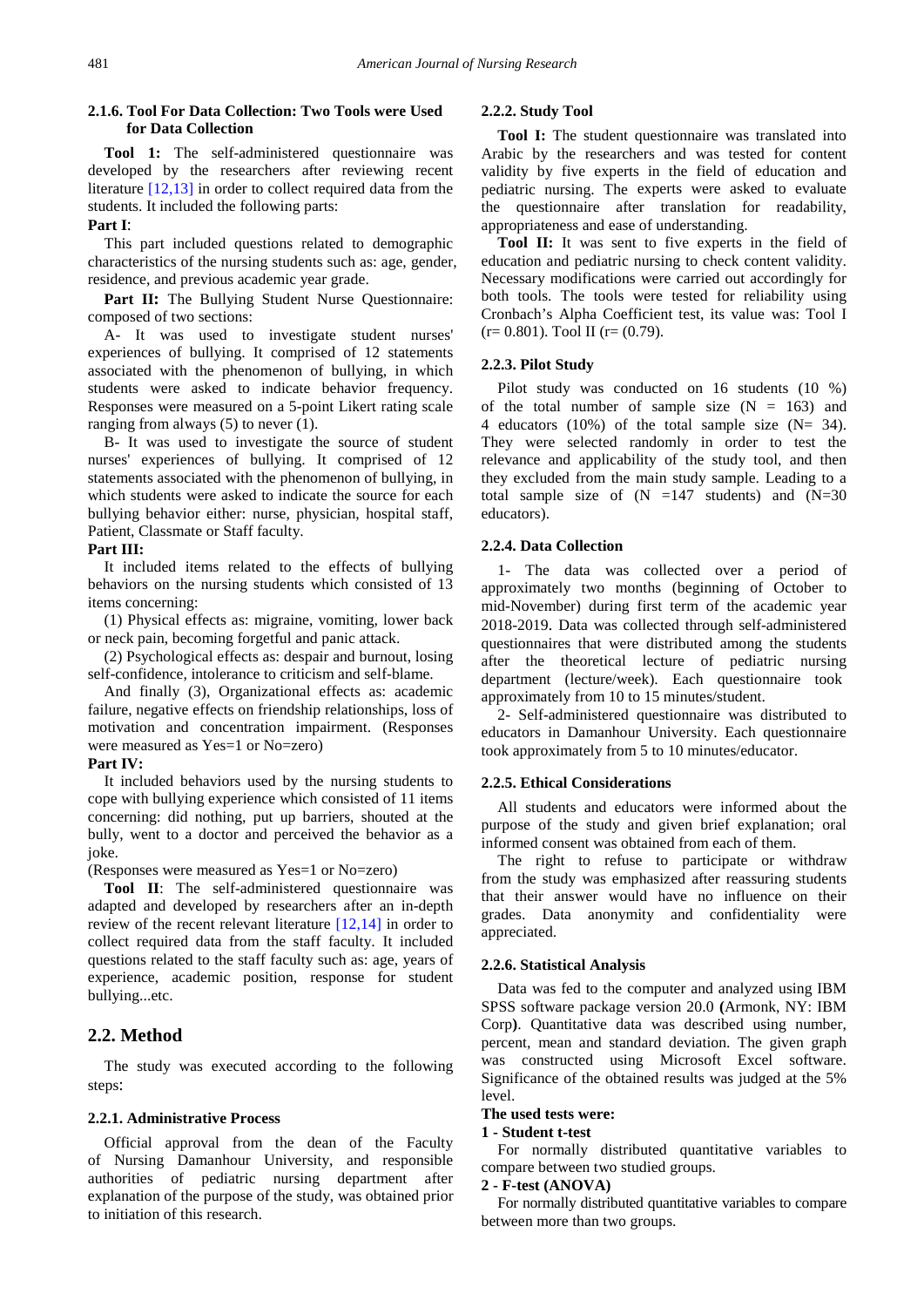#### 2.1.6. Tool For Data Collection: Two Tools were Used for Data Collection

**Tool 1:** The self-administered questionnaire was developed by the researchers after reviewing recent literature [12,13] in order to collect required data from the students. It included the following parts:

**Part I**:

This part included questions related to demographic characteristics of the nursing students such as: age, gender, residence, and previous academic year grade.

**Part II:** The Bullying Student Nurse Questionnaire: composed of two sections:

A- It was used to investigate student nurses' experiences of bullying. It comprised of 12 statements associated with the phenomenon of bullying, in which students were asked to indicate behavior frequency. Responses were measured on a 5-point Likert rating scale ranging from always (5) to never (1).

B- It was used to investigate the source of student nurses' experiences of bullying. It comprised of 12 statements associated with the phenomenon of bullying, in which students were asked to indicate the source for each bullying behavior either: nurse, physician, hospital staff, Patient, Classmate or Staff faculty.

**Part III:**

It included items related to the effects of bullying behaviors on the nursing students which consisted of 13 items concerning:

(1) Physical effects as: migraine, vomiting, lower back or neck pain, becoming forgetful and panic attack.

(2) Psychological effects as: despair and burnout, losing self-confidence, intolerance to criticism and self-blame.

And finally (3), Organizational effects as: academic failure, negative effects on friendship relationships, loss of motivation and concentration impairment. (Responses were measured as Yes=1 or No=zero)

**Part IV:**

It included behaviors used by the nursing students to cope with bullying experience which consisted of 11 items concerning: did nothing, put up barriers, shouted at the bully, went to a doctor and perceived the behavior as a joke.

(Responses were measured as Yes=1 or No=zero)

**Tool II**: The self-administered questionnaire was adapted and developed by researchers after an in-depth review of the recent relevant literature [12,14] in order to collect required data from the staff faculty. It included questions related to the staff faculty such as: age, years of experience, academic position, response for student bullying...etc.

## 2.2. Method

The study was executed according to the following steps:

#### 2.2.1. Administrative Process

Official approval from the dean of the Faculty of Nursing Damanhour University, and responsible authorities of pediatric nursing department after explanation of the purpose of the study, was obtained prior to initiation of this research.

#### 2.2.2. Study Tool

**Tool I:** The student questionnaire was translated into Arabic by the researchers and was tested for content validity by five experts in the field of education and pediatric nursing. The experts were asked to evaluate the questionnaire after translation for readability, appropriateness and ease of understanding.

**Tool II:** It was sent to five experts in the field of education and pediatric nursing to check content validity. Necessary modifications were carried out accordingly for both tools. The tools were tested for reliability using Cronbach's Alpha Coefficient test, its value was: Tool I (r= 0.801). Tool II (r= (0.79).

#### 2.2.3. Pilot Study

Pilot study was conducted on 16 students (10 %) of the total number of sample size (N = 163) and 4 educators (10%) of the total sample size (N= 34). They were selected randomly in order to test the relevance and applicability of the study tool, and then they excluded from the main study sample. Leading to a total sample size of (N =147 students) and (N=30 educators).

#### 2.2.4. Data Collection

1- The data was collected over a period of approximately two months (beginning of October to mid-November) during first term of the academic year 2018-2019. Data was collected through self-administered questionnaires that were distributed among the students after the theoretical lecture of pediatric nursing department (lecture/week). Each questionnaire took approximately from 10 to 15 minutes/student.

2- Self-administered questionnaire was distributed to educators in Damanhour University. Each questionnaire took approximately from 5 to 10 minutes/educator.

#### 2.2.5. Ethical Considerations

All students and educators were informed about the purpose of the study and given brief explanation; oral informed consent was obtained from each of them.

The right to refuse to participate or withdraw from the study was emphasized after reassuring students that their answer would have no influence on their grades. Data anonymity and confidentiality were appreciated.

#### 2.2.6. Statistical Analysis

Data was fed to the computer and analyzed using IBM SPSS software package version 20.0 **(**Armonk, NY: IBM Corp**)**. Quantitative data was described using number, percent, mean and standard deviation. The given graph was constructed using Microsoft Excel software. Significance of the obtained results was judged at the 5% level.

**The used tests were:**

**1 - Student t-test**

For normally distributed quantitative variables to compare between two studied groups.

**2 - F-test (ANOVA)**

For normally distributed quantitative variables to compare between more than two groups.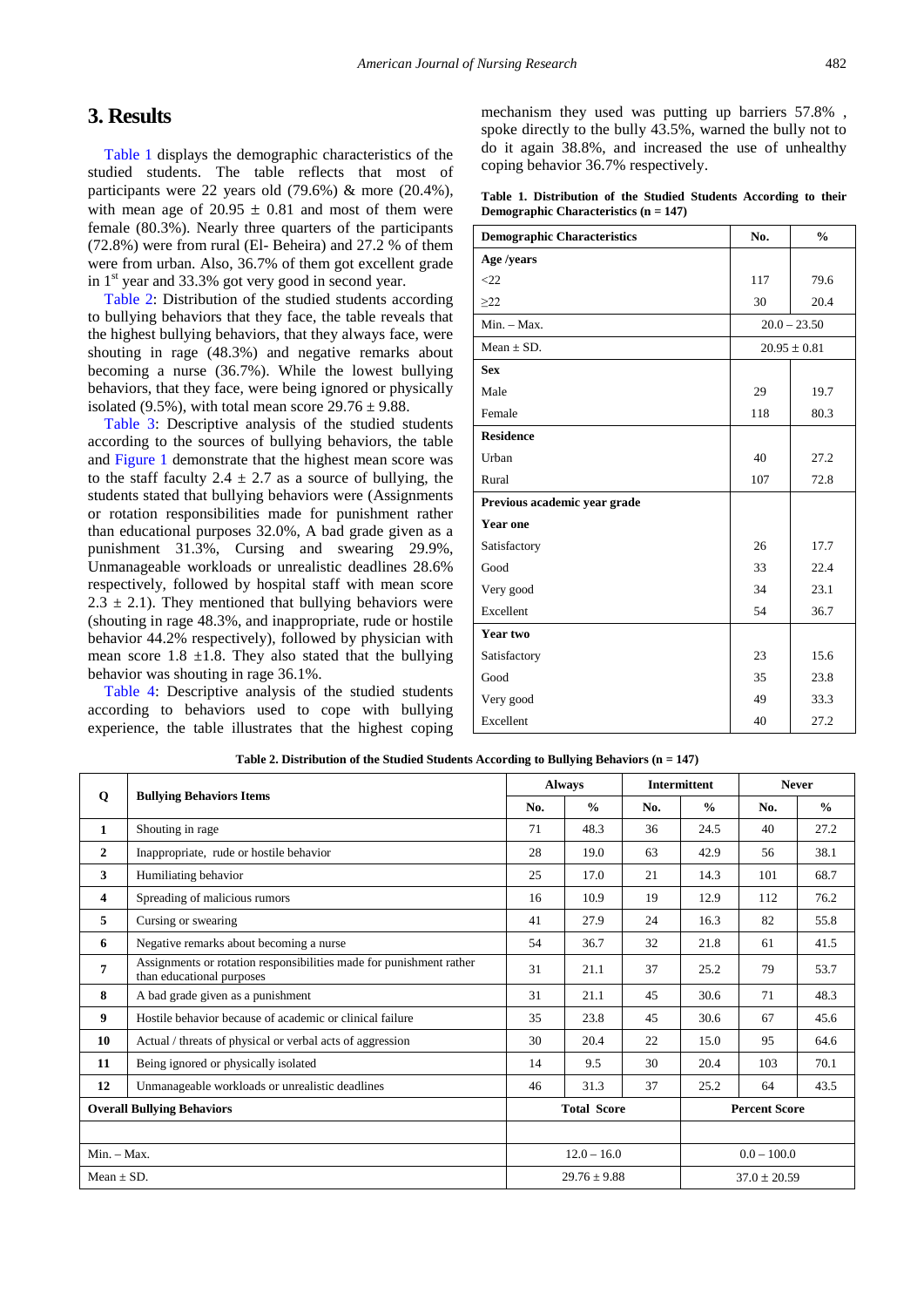## 3. Results

Table 1 displays the demographic characteristics of the studied students. The table reflects that most of participants were 22 years old (79.6%) & more (20.4%), with mean age of 20.95 ± 0.81 and most of them were female (80.3%). Nearly three quarters of the participants (72.8%) were from rural (El- Beheira) and 27.2 % of them were from urban. Also, 36.7% of them got excellent grade in 1[st] year and 33.3% got very good in second year.

Table 2: Distribution of the studied students according to bullying behaviors that they face, the table reveals that the highest bullying behaviors, that they always face, were shouting in rage (48.3%) and negative remarks about becoming a nurse (36.7%). While the lowest bullying behaviors, that they face, were being ignored or physically isolated (9.5%), with total mean score 29.76 ± 9.88.

Table 3: Descriptive analysis of the studied students according to the sources of bullying behaviors, the table and Figure 1 demonstrate that the highest mean score was to the staff faculty 2.4 ± 2.7 as a source of bullying, the students stated that bullying behaviors were (Assignments or rotation responsibilities made for punishment rather than educational purposes 32.0%, A bad grade given as a punishment 31.3%, Cursing and swearing 29.9%, Unmanageable workloads or unrealistic deadlines 28.6% respectively, followed by hospital staff with mean score 2.3 ± 2.1). They mentioned that bullying behaviors were (shouting in rage 48.3%, and inappropriate, rude or hostile behavior 44.2% respectively), followed by physician with mean score 1.8 ±1.8. They also stated that the bullying behavior was shouting in rage 36.1%.

Table 4: Descriptive analysis of the studied students according to behaviors used to cope with bullying experience, the table illustrates that the highest coping mechanism they used was putting up barriers 57.8% , spoke directly to the bully 43.5%, warned the bully not to do it again 38.8%, and increased the use of unhealthy coping behavior 36.7% respectively.

**Table 1. Distribution of the Studied Students According to their Demographic Characteristics (n = 147)**

| Demographic Characteristics | No. | % |
|---|---|---|
| **Age /years** | | |
| <22 | 117 | 79.6 |
| ≥22 | 30 | 20.4 |
| Min. – Max. | 20.0 – 23.50 | |
| Mean ± SD. | 20.95 ± 0.81 | |
| **Sex** | | |
| Male | 29 | 19.7 |
| Female | 118 | 80.3 |
| **Residence** | | |
| Urban | 40 | 27.2 |
| Rural | 107 | 72.8 |
| **Previous academic year grade** | | |
| **Year one** | | |
| Satisfactory | 26 | 17.7 |
| Good | 33 | 22.4 |
| Very good | 34 | 23.1 |
| Excellent | 54 | 36.7 |
| **Year two** | | |
| Satisfactory | 23 | 15.6 |
| Good | 35 | 23.8 |
| Very good | 49 | 33.3 |
| Excellent | 40 | 27.2 |

**Table 2. Distribution of the Studied Students According to Bullying Behaviors (n = 147)**

| Q | Bullying Behaviors Items | Always | | Intermittent | | Never | |
|---|---|---|---|---|---|---|---|
| | | No. | % | No. | % | No. | % |
| 1 | Shouting in rage | 71 | 48.3 | 36 | 24.5 | 40 | 27.2 |
| 2 | Inappropriate, rude or hostile behavior | 28 | 19.0 | 63 | 42.9 | 56 | 38.1 |
| 3 | Humiliating behavior | 25 | 17.0 | 21 | 14.3 | 101 | 68.7 |
| 4 | Spreading of malicious rumors | 16 | 10.9 | 19 | 12.9 | 112 | 76.2 |
| 5 | Cursing or swearing | 41 | 27.9 | 24 | 16.3 | 82 | 55.8 |
| 6 | Negative remarks about becoming a nurse | 54 | 36.7 | 32 | 21.8 | 61 | 41.5 |
| 7 | Assignments or rotation responsibilities made for punishment rather than educational purposes | 31 | 21.1 | 37 | 25.2 | 79 | 53.7 |
| 8 | A bad grade given as a punishment | 31 | 21.1 | 45 | 30.6 | 71 | 48.3 |
| 9 | Hostile behavior because of academic or clinical failure | 35 | 23.8 | 45 | 30.6 | 67 | 45.6 |
| 10 | Actual / threats of physical or verbal acts of aggression | 30 | 20.4 | 22 | 15.0 | 95 | 64.6 |
| 11 | Being ignored or physically isolated | 14 | 9.5 | 30 | 20.4 | 103 | 70.1 |
| 12 | Unmanageable workloads or unrealistic deadlines | 46 | 31.3 | 37 | 25.2 | 64 | 43.5 |
| **Overall Bullying Behaviors** | | **Total Score** | | | **Percent Score** | | |
| | | | | | | | |
| Min. – Max. | | 12.0 – 16.0 | | | 0.0 – 100.0 | | |
| Mean ± SD. | | 29.76 ± 9.88 | | | 37.0 ± 20.59 | | |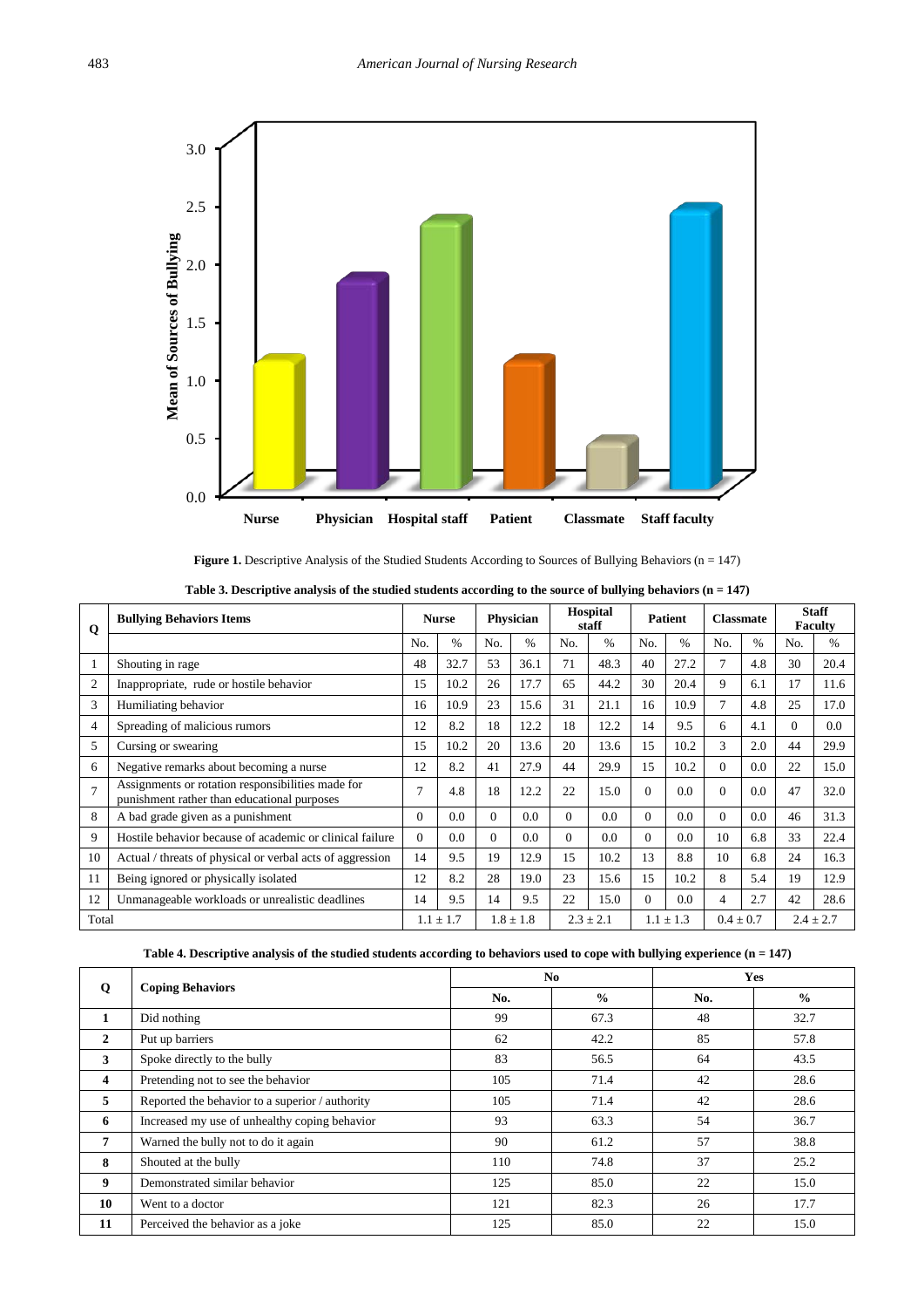**Figure 1.** Descriptive Analysis of the Studied Students According to Sources of Bullying Behaviors (n = 147)

**Table 3. Descriptive analysis of the studied students according to the source of bullying behaviors (n = 147)**

| Q | Bullying Behaviors Items | Nurse | | Physician | | Hospital staff | | Patient | | Classmate | | Staff Faculty | |
|---|---|---|---|---|---|---|---|---|---|---|---|---|---|
| | | No. | % | No. | % | No. | % | No. | % | No. | % | No. | % |
| 1 | Shouting in rage | 48 | 32.7 | 53 | 36.1 | 71 | 48.3 | 40 | 27.2 | 7 | 4.8 | 30 | 20.4 |
| 2 | Inappropriate, rude or hostile behavior | 15 | 10.2 | 26 | 17.7 | 65 | 44.2 | 30 | 20.4 | 9 | 6.1 | 17 | 11.6 |
| 3 | Humiliating behavior | 16 | 10.9 | 23 | 15.6 | 31 | 21.1 | 16 | 10.9 | 7 | 4.8 | 25 | 17.0 |
| 4 | Spreading of malicious rumors | 12 | 8.2 | 18 | 12.2 | 18 | 12.2 | 14 | 9.5 | 6 | 4.1 | 0 | 0.0 |
| 5 | Cursing or swearing | 15 | 10.2 | 20 | 13.6 | 20 | 13.6 | 15 | 10.2 | 3 | 2.0 | 44 | 29.9 |
| 6 | Negative remarks about becoming a nurse | 12 | 8.2 | 41 | 27.9 | 44 | 29.9 | 15 | 10.2 | 0 | 0.0 | 22 | 15.0 |
| 7 | Assignments or rotation responsibilities made for punishment rather than educational purposes | 7 | 4.8 | 18 | 12.2 | 22 | 15.0 | 0 | 0.0 | 0 | 0.0 | 47 | 32.0 |
| 8 | A bad grade given as a punishment | 0 | 0.0 | 0 | 0.0 | 0 | 0.0 | 0 | 0.0 | 0 | 0.0 | 46 | 31.3 |
| 9 | Hostile behavior because of academic or clinical failure | 0 | 0.0 | 0 | 0.0 | 0 | 0.0 | 0 | 0.0 | 10 | 6.8 | 33 | 22.4 |
| 10 | Actual / threats of physical or verbal acts of aggression | 14 | 9.5 | 19 | 12.9 | 15 | 10.2 | 13 | 8.8 | 10 | 6.8 | 24 | 16.3 |
| 11 | Being ignored or physically isolated | 12 | 8.2 | 28 | 19.0 | 23 | 15.6 | 15 | 10.2 | 8 | 5.4 | 19 | 12.9 |
| 12 | Unmanageable workloads or unrealistic deadlines | 14 | 9.5 | 14 | 9.5 | 22 | 15.0 | 0 | 0.0 | 4 | 2.7 | 42 | 28.6 |
| Total | | 1.1 ± 1.7 | | 1.8 ± 1.8 | | 2.3 ± 2.1 | | 1.1 ± 1.3 | | 0.4 ± 0.7 | | 2.4 ± 2.7 | |

**Table 4. Descriptive analysis of the studied students according to behaviors used to cope with bullying experience (n = 147)**

| Q | Coping Behaviors | No | | Yes | |
|---|---|---|---|---|---|
| | | No. | % | No. | % |
| 1 | Did nothing | 99 | 67.3 | 48 | 32.7 |
| 2 | Put up barriers | 62 | 42.2 | 85 | 57.8 |
| 3 | Spoke directly to the bully | 83 | 56.5 | 64 | 43.5 |
| 4 | Pretending not to see the behavior | 105 | 71.4 | 42 | 28.6 |
| 5 | Reported the behavior to a superior / authority | 105 | 71.4 | 42 | 28.6 |
| 6 | Increased my use of unhealthy coping behavior | 93 | 63.3 | 54 | 36.7 |
| 7 | Warned the bully not to do it again | 90 | 61.2 | 57 | 38.8 |
| 8 | Shouted at the bully | 110 | 74.8 | 37 | 25.2 |
| 9 | Demonstrated similar behavior | 125 | 85.0 | 22 | 15.0 |
| 10 | Went to a doctor | 121 | 82.3 | 26 | 17.7 |
| 11 | Perceived the behavior as a joke | 125 | 85.0 | 22 | 15.0 |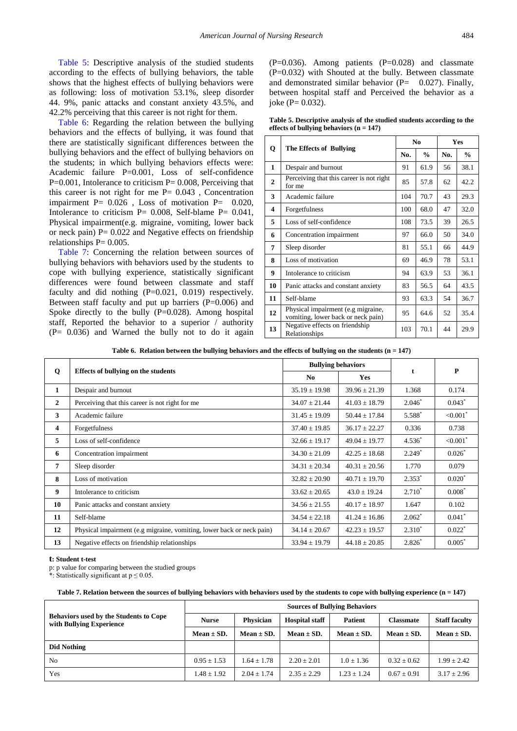Table 5: Descriptive analysis of the studied students according to the effects of bullying behaviors, the table shows that the highest effects of bullying behaviors were as following: loss of motivation 53.1%, sleep disorder 44. 9%, panic attacks and constant anxiety 43.5%, and 42.2% perceiving that this career is not right for them.

Table 6: Regarding the relation between the bullying behaviors and the effects of bullying, it was found that there are statistically significant differences between the bullying behaviors and the effect of bullying behaviors on the students; in which bullying behaviors effects were: Academic failure P=0.001, Loss of self-confidence P=0.001, Intolerance to criticism P= 0.008, Perceiving that this career is not right for me P= 0.043 , Concentration impairment P= 0.026 , Loss of motivation P= 0.020, Intolerance to criticism P= 0.008, Self-blame P= 0.041, Physical impairment(e.g. migraine, vomiting, lower back or neck pain) P= 0.022 and Negative effects on friendship relationships P= 0.005.

Table 7: Concerning the relation between sources of bullying behaviors with behaviors used by the students to cope with bullying experience, statistically significant differences were found between classmate and staff faculty and did nothing (P=0.021, 0.019) respectively. Between staff faculty and put up barriers (P=0.006) and Spoke directly to the bully (P=0.028). Among hospital staff, Reported the behavior to a superior / authority (P= 0.036) and Warned the bully not to do it again (P=0.036). Among patients (P=0.028) and classmate (P=0.032) with Shouted at the bully. Between classmate and demonstrated similar behavior (P= 0.027). Finally, between hospital staff and Perceived the behavior as a joke (P= 0.032).

**Table 5. Descriptive analysis of the studied students according to the effects of bullying behaviors (n = 147)**

| Q | The Effects of Bullying | No | | Yes | |
|---|---|---|---|---|---|
| | | No. | % | No. | % |
| 1 | Despair and burnout | 91 | 61.9 | 56 | 38.1 |
| 2 | Perceiving that this career is not right for me | 85 | 57.8 | 62 | 42.2 |
| 3 | Academic failure | 104 | 70.7 | 43 | 29.3 |
| 4 | Forgetfulness | 100 | 68.0 | 47 | 32.0 |
| 5 | Loss of self-confidence | 108 | 73.5 | 39 | 26.5 |
| 6 | Concentration impairment | 97 | 66.0 | 50 | 34.0 |
| 7 | Sleep disorder | 81 | 55.1 | 66 | 44.9 |
| 8 | Loss of motivation | 69 | 46.9 | 78 | 53.1 |
| 9 | Intolerance to criticism | 94 | 63.9 | 53 | 36.1 |
| 10 | Panic attacks and constant anxiety | 83 | 56.5 | 64 | 43.5 |
| 11 | Self-blame | 93 | 63.3 | 54 | 36.7 |
| 12 | Physical impairment (e.g migraine, vomiting, lower back or neck pain) | 95 | 64.6 | 52 | 35.4 |
| 13 | Negative effects on friendship Relationships | 103 | 70.1 | 44 | 29.9 |

**Table 6. Relation between the bullying behaviors and the effects of bullying on the students (n = 147)**

| Q | Effects of bullying on the students | Bullying behaviors | | t | P |
|---|---|---|---|---|---|
| | | No | Yes | | |
| 1 | Despair and burnout | 35.19 ± 19.98 | 39.96 ± 21.39 | 1.368 | 0.174 |
| 2 | Perceiving that this career is not right for me | 34.07 ± 21.44 | 41.03 ± 18.79 | 2.046* | 0.043* |
| 3 | Academic failure | 31.45 ± 19.09 | 50.44 ± 17.84 | 5.588* | <0.001* |
| 4 | Forgetfulness | 37.40 ± 19.85 | 36.17 ± 22.27 | 0.336 | 0.738 |
| 5 | Loss of self-confidence | 32.66 ± 19.17 | 49.04 ± 19.77 | 4.536* | <0.001* |
| 6 | Concentration impairment | 34.30 ± 21.09 | 42.25 ± 18.68 | 2.249* | 0.026* |
| 7 | Sleep disorder | 34.31 ± 20.34 | 40.31 ± 20.56 | 1.770 | 0.079 |
| 8 | Loss of motivation | 32.82 ± 20.90 | 40.71 ± 19.70 | 2.353* | 0.020* |
| 9 | Intolerance to criticism | 33.62 ± 20.65 | 43.0 ± 19.24 | 2.710* | 0.008* |
| 10 | Panic attacks and constant anxiety | 34.56 ± 21.55 | 40.17 ± 18.97 | 1.647 | 0.102 |
| 11 | Self-blame | 34.54 ± 22.18 | 41.24 ± 16.86 | 2.062* | 0.041* |
| 12 | Physical impairment (e.g migraine, vomiting, lower back or neck pain) | 34.14 ± 20.67 | 42.23 ± 19.57 | 2.310* | 0.022* |
| 13 | Negative effects on friendship relationships | 33.94 ± 19.79 | 44.18 ± 20.85 | 2.826* | 0.005* |

**t: Student t-test**

p: p value for comparing between the studied groups

*: Statistically significant at $p \leq 0.05$.

**Table 7. Relation between the sources of bullying behaviors with behaviors used by the students to cope with bullying experience (n = 147)**

| Behaviors used by the Students to Cope with Bullying Experience | Sources of Bullying Behaviors | | | | | |
|---|---|---|---|---|---|---|
| | Nurse | Physician | Hospital staff | Patient | Classmate | Staff faculty |
| | Mean ± SD. | Mean ± SD. | Mean ± SD. | Mean ± SD. | Mean ± SD. | Mean ± SD. |
| **Did Nothing** | | | | | | |
| No | 0.95 ± 1.53 | 1.64 ± 1.78 | 2.20 ± 2.01 | 1.0 ± 1.36 | 0.32 ± 0.62 | 1.99 ± 2.42 |
| Yes | 1.48 ± 1.92 | 2.04 ± 1.74 | 2.35 ± 2.29 | 1.23 ± 1.24 | 0.67 ± 0.91 | 3.17 ± 2.96 |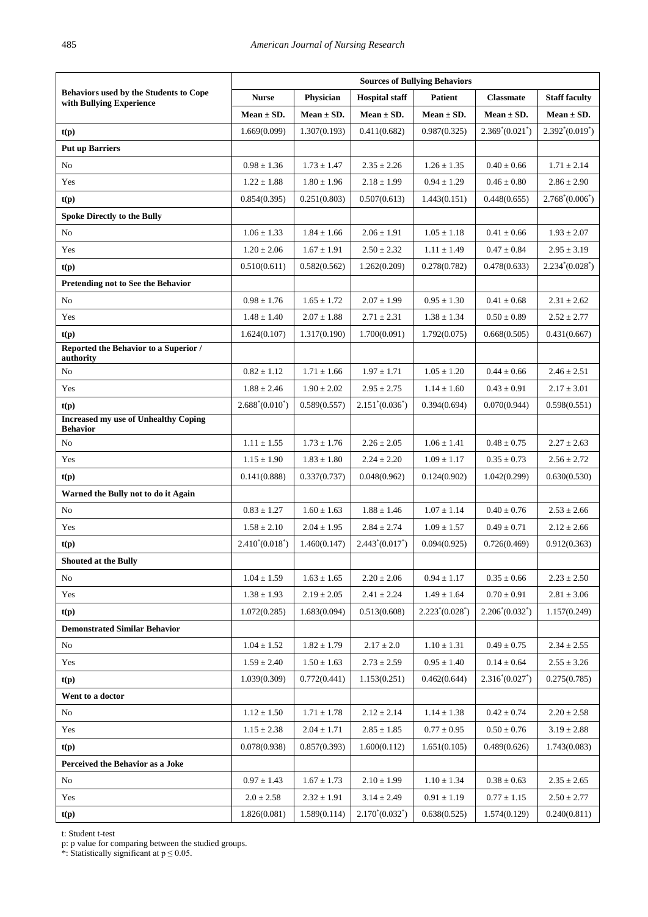| Behaviors used by the Students to Cope with Bullying Experience | Sources of Bullying Behaviors | | | | | |
|---|---|---|---|---|---|---|
| | Nurse | Physician | Hospital staff | Patient | Classmate | Staff faculty |
| | Mean ± SD. | Mean ± SD. | Mean ± SD. | Mean ± SD. | Mean ± SD. | Mean ± SD. |
| **t(p)** | 1.669(0.099) | 1.307(0.193) | 0.411(0.682) | 0.987(0.325) | 2.369*(0.021*) | 2.392*(0.019*) |
| **Put up Barriers** | | | | | | |
| No | 0.98 ± 1.36 | 1.73 ± 1.47 | 2.35 ± 2.26 | 1.26 ± 1.35 | 0.40 ± 0.66 | 1.71 ± 2.14 |
| Yes | 1.22 ± 1.88 | 1.80 ± 1.96 | 2.18 ± 1.99 | 0.94 ± 1.29 | 0.46 ± 0.80 | 2.86 ± 2.90 |
| **t(p)** | 0.854(0.395) | 0.251(0.803) | 0.507(0.613) | 1.443(0.151) | 0.448(0.655) | 2.768*(0.006*) |
| **Spoke Directly to the Bully** | | | | | | |
| No | 1.06 ± 1.33 | 1.84 ± 1.66 | 2.06 ± 1.91 | 1.05 ± 1.18 | 0.41 ± 0.66 | 1.93 ± 2.07 |
| Yes | 1.20 ± 2.06 | 1.67 ± 1.91 | 2.50 ± 2.32 | 1.11 ± 1.49 | 0.47 ± 0.84 | 2.95 ± 3.19 |
| **t(p)** | 0.510(0.611) | 0.582(0.562) | 1.262(0.209) | 0.278(0.782) | 0.478(0.633) | 2.234*(0.028*) |
| **Pretending not to See the Behavior** | | | | | | |
| No | 0.98 ± 1.76 | 1.65 ± 1.72 | 2.07 ± 1.99 | 0.95 ± 1.30 | 0.41 ± 0.68 | 2.31 ± 2.62 |
| Yes | 1.48 ± 1.40 | 2.07 ± 1.88 | 2.71 ± 2.31 | 1.38 ± 1.34 | 0.50 ± 0.89 | 2.52 ± 2.77 |
| **t(p)** | 1.624(0.107) | 1.317(0.190) | 1.700(0.091) | 1.792(0.075) | 0.668(0.505) | 0.431(0.667) |
| **Reported the Behavior to a Superior / authority** | | | | | | |
| No | 0.82 ± 1.12 | 1.71 ± 1.66 | 1.97 ± 1.71 | 1.05 ± 1.20 | 0.44 ± 0.66 | 2.46 ± 2.51 |
| Yes | 1.88 ± 2.46 | 1.90 ± 2.02 | 2.95 ± 2.75 | 1.14 ± 1.60 | 0.43 ± 0.91 | 2.17 ± 3.01 |
| **t(p)** | 2.688*(0.010*) | 0.589(0.557) | 2.151*(0.036*) | 0.394(0.694) | 0.070(0.944) | 0.598(0.551) |
| **Increased my use of Unhealthy Coping Behavior** | | | | | | |
| No | 1.11 ± 1.55 | 1.73 ± 1.76 | 2.26 ± 2.05 | 1.06 ± 1.41 | 0.48 ± 0.75 | 2.27 ± 2.63 |
| Yes | 1.15 ± 1.90 | 1.83 ± 1.80 | 2.24 ± 2.20 | 1.09 ± 1.17 | 0.35 ± 0.73 | 2.56 ± 2.72 |
| **t(p)** | 0.141(0.888) | 0.337(0.737) | 0.048(0.962) | 0.124(0.902) | 1.042(0.299) | 0.630(0.530) |
| **Warned the Bully not to do it Again** | | | | | | |
| No | 0.83 ± 1.27 | 1.60 ± 1.63 | 1.88 ± 1.46 | 1.07 ± 1.14 | 0.40 ± 0.76 | 2.53 ± 2.66 |
| Yes | 1.58 ± 2.10 | 2.04 ± 1.95 | 2.84 ± 2.74 | 1.09 ± 1.57 | 0.49 ± 0.71 | 2.12 ± 2.66 |
| **t(p)** | 2.410*(0.018*) | 1.460(0.147) | 2.443*(0.017*) | 0.094(0.925) | 0.726(0.469) | 0.912(0.363) |
| **Shouted at the Bully** | | | | | | |
| No | 1.04 ± 1.59 | 1.63 ± 1.65 | 2.20 ± 2.06 | 0.94 ± 1.17 | 0.35 ± 0.66 | 2.23 ± 2.50 |
| Yes | 1.38 ± 1.93 | 2.19 ± 2.05 | 2.41 ± 2.24 | 1.49 ± 1.64 | 0.70 ± 0.91 | 2.81 ± 3.06 |
| **t(p)** | 1.072(0.285) | 1.683(0.094) | 0.513(0.608) | 2.223*(0.028*) | 2.206*(0.032*) | 1.157(0.249) |
| **Demonstrated Similar Behavior** | | | | | | |
| No | 1.04 ± 1.52 | 1.82 ± 1.79 | 2.17 ± 2.0 | 1.10 ± 1.31 | 0.49 ± 0.75 | 2.34 ± 2.55 |
| Yes | 1.59 ± 2.40 | 1.50 ± 1.63 | 2.73 ± 2.59 | 0.95 ± 1.40 | 0.14 ± 0.64 | 2.55 ± 3.26 |
| **t(p)** | 1.039(0.309) | 0.772(0.441) | 1.153(0.251) | 0.462(0.644) | 2.316*(0.027*) | 0.275(0.785) |
| **Went to a doctor** | | | | | | |
| No | 1.12 ± 1.50 | 1.71 ± 1.78 | 2.12 ± 2.14 | 1.14 ± 1.38 | 0.42 ± 0.74 | 2.20 ± 2.58 |
| Yes | 1.15 ± 2.38 | 2.04 ± 1.71 | 2.85 ± 1.85 | 0.77 ± 0.95 | 0.50 ± 0.76 | 3.19 ± 2.88 |
| **t(p)** | 0.078(0.938) | 0.857(0.393) | 1.600(0.112) | 1.651(0.105) | 0.489(0.626) | 1.743(0.083) |
| **Perceived the Behavior as a Joke** | | | | | | |
| No | 0.97 ± 1.43 | 1.67 ± 1.73 | 2.10 ± 1.99 | 1.10 ± 1.34 | 0.38 ± 0.63 | 2.35 ± 2.65 |
| Yes | 2.0 ± 2.58 | 2.32 ± 1.91 | 3.14 ± 2.49 | 0.91 ± 1.19 | 0.77 ± 1.15 | 2.50 ± 2.77 |
| **t(p)** | 1.826(0.081) | 1.589(0.114) | 2.170*(0.032*) | 0.638(0.525) | 1.574(0.129) | 0.240(0.811) |

t: Student t-test

p: p value for comparing between the studied groups.

*: Statistically significant at $p \leq 0.05$.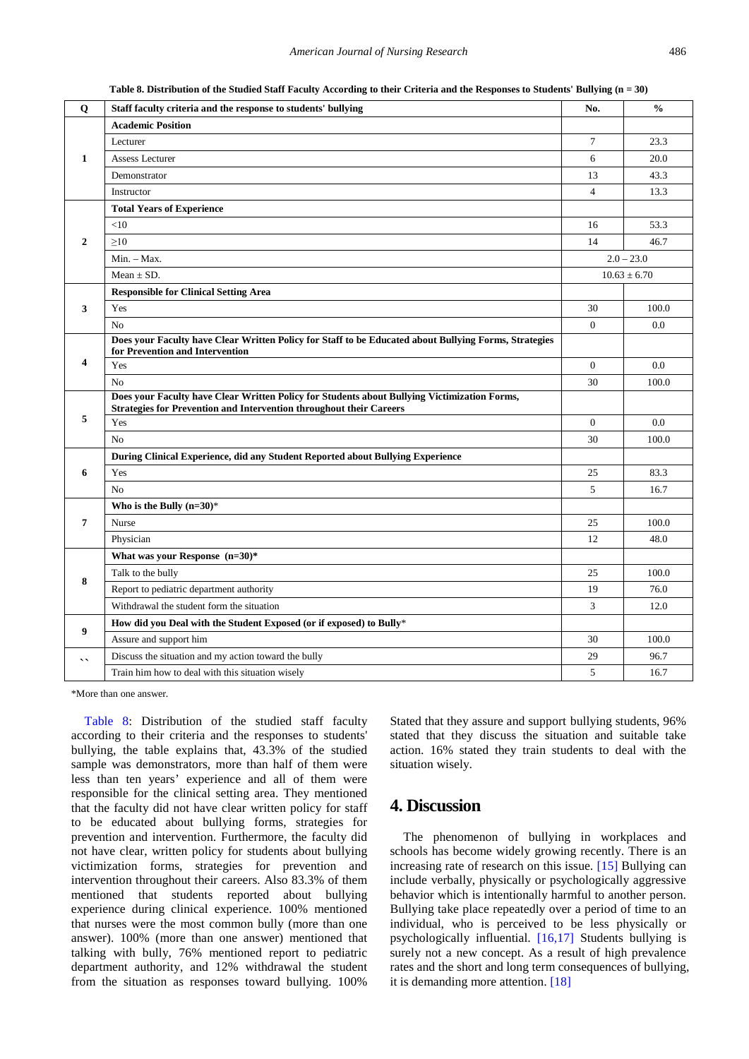**Table 8. Distribution of the Studied Staff Faculty According to their Criteria and the Responses to Students' Bullying (n = 30)**

| Q | Staff faculty criteria and the response to students' bullying | No. | % |
|---|---|---|---|
| 1 | **Academic Position** | | |
| | Lecturer | 7 | 23.3 |
| | Assess Lecturer | 6 | 20.0 |
| | Demonstrator | 13 | 43.3 |
| | Instructor | 4 | 13.3 |
| 2 | **Total Years of Experience** | | |
| | <10 | 16 | 53.3 |
| | ≥10 | 14 | 46.7 |
| | Min. – Max. | 2.0 – 23.0 | |
| | Mean ± SD. | 10.63 ± 6.70 | |
| 3 | **Responsible for Clinical Setting Area** | | |
| | Yes | 30 | 100.0 |
| | No | 0 | 0.0 |
| 4 | **Does your Faculty have Clear Written Policy for Staff to be Educated about Bullying Forms, Strategies for Prevention and Intervention** | | |
| | Yes | 0 | 0.0 |
| | No | 30 | 100.0 |
| 5 | **Does your Faculty have Clear Written Policy for Students about Bullying Victimization Forms, Strategies for Prevention and Intervention throughout their Careers** | | |
| | Yes | 0 | 0.0 |
| | No | 30 | 100.0 |
| 6 | **During Clinical Experience, did any Student Reported about Bullying Experience** | | |
| | Yes | 25 | 83.3 |
| | No | 5 | 16.7 |
| 7 | **Who is the Bully (n=30)*** | | |
| | Nurse | 25 | 100.0 |
| | Physician | 12 | 48.0 |
| 8 | **What was your Response (n=30)*** | | |
| | Talk to the bully | 25 | 100.0 |
| | Report to pediatric department authority | 19 | 76.0 |
| | Withdrawal the student form the situation | 3 | 12.0 |
| 9 | **How did you Deal with the Student Exposed (or if exposed) to Bully*** | | |
| | Assure and support him | 30 | 100.0 |
| `` | Discuss the situation and my action toward the bully | 29 | 96.7 |
| | Train him how to deal with this situation wisely | 5 | 16.7 |

*More than one answer.

Table 8: Distribution of the studied staff faculty according to their criteria and the responses to students' bullying, the table explains that, 43.3% of the studied sample was demonstrators, more than half of them were less than ten years' experience and all of them were responsible for the clinical setting area. They mentioned that the faculty did not have clear written policy for staff to be educated about bullying forms, strategies for prevention and intervention. Furthermore, the faculty did not have clear, written policy for students about bullying victimization forms, strategies for prevention and intervention throughout their careers. Also 83.3% of them mentioned that students reported about bullying experience during clinical experience. 100% mentioned that nurses were the most common bully (more than one answer). 100% (more than one answer) mentioned that talking with bully, 76% mentioned report to pediatric department authority, and 12% withdrawal the student from the situation as responses toward bullying. 100% Stated that they assure and support bullying students, 96% stated that they discuss the situation and suitable take action. 16% stated they train students to deal with the situation wisely.

## 4. Discussion

The phenomenon of bullying in workplaces and schools has become widely growing recently. There is an increasing rate of research on this issue. [15] Bullying can include verbally, physically or psychologically aggressive behavior which is intentionally harmful to another person. Bullying take place repeatedly over a period of time to an individual, who is perceived to be less physically or psychologically influential. [16,17] Students bullying is surely not a new concept. As a result of high prevalence rates and the short and long term consequences of bullying, it is demanding more attention. [18]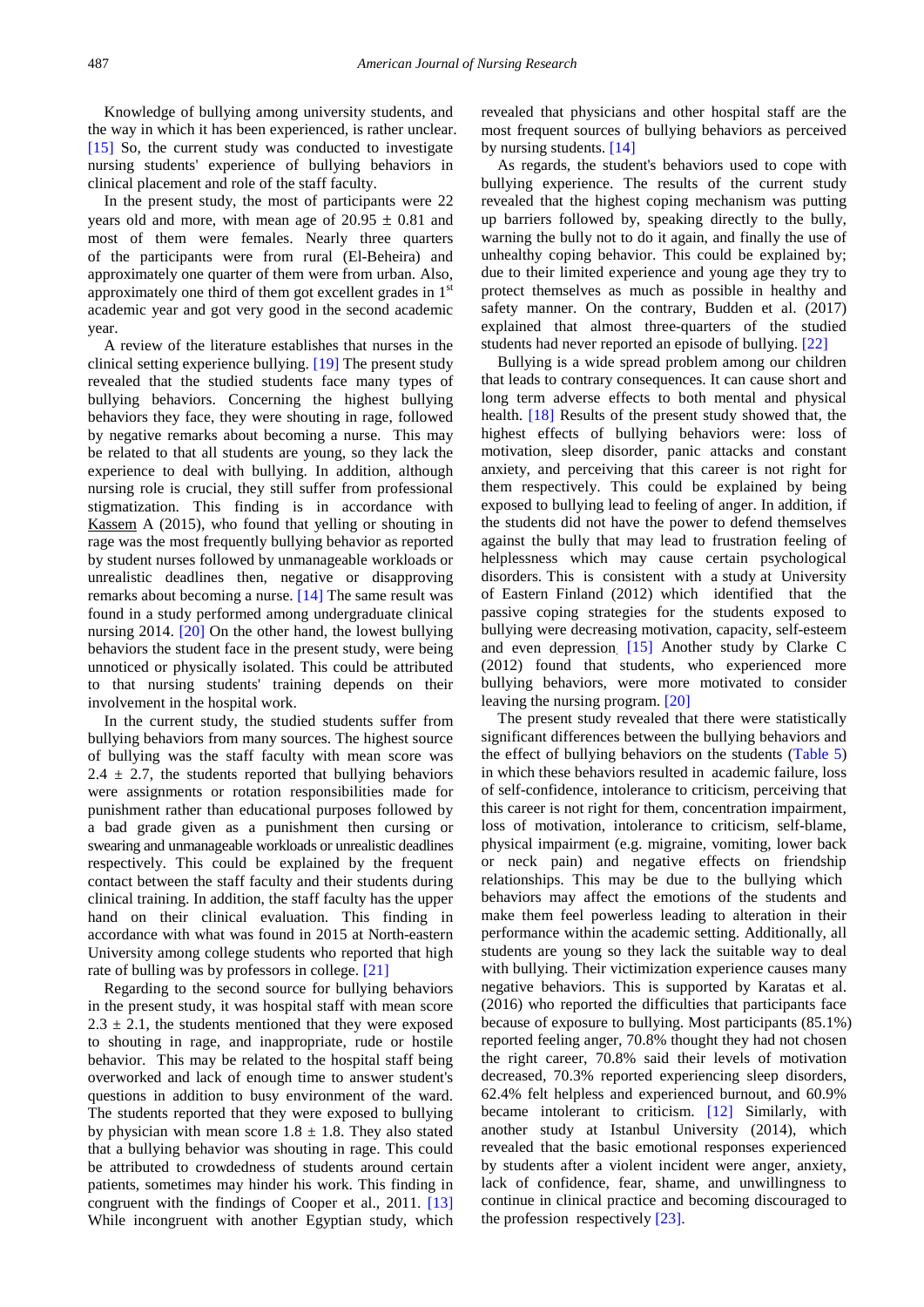Knowledge of bullying among university students, and the way in which it has been experienced, is rather unclear. [15] So, the current study was conducted to investigate nursing students' experience of bullying behaviors in clinical placement and role of the staff faculty.

In the present study, the most of participants were 22 years old and more, with mean age of 20.95 ± 0.81 and most of them were females. Nearly three quarters of the participants were from rural (El-Beheira) and approximately one quarter of them were from urban. Also, approximately one third of them got excellent grades in 1st academic year and got very good in the second academic year.

A review of the literature establishes that nurses in the clinical setting experience bullying. [19] The present study revealed that the studied students face many types of bullying behaviors. Concerning the highest bullying behaviors they face, they were shouting in rage, followed by negative remarks about becoming a nurse. This may be related to that all students are young, so they lack the experience to deal with bullying. In addition, although nursing role is crucial, they still suffer from professional stigmatization. This finding is in accordance with Kassem A (2015), who found that yelling or shouting in rage was the most frequently bullying behavior as reported by student nurses followed by unmanageable workloads or unrealistic deadlines then, negative or disapproving remarks about becoming a nurse. [14] The same result was found in a study performed among undergraduate clinical nursing 2014. [20] On the other hand, the lowest bullying behaviors the student face in the present study, were being unnoticed or physically isolated. This could be attributed to that nursing students' training depends on their involvement in the hospital work.

In the current study, the studied students suffer from bullying behaviors from many sources. The highest source of bullying was the staff faculty with mean score was 2.4 ± 2.7, the students reported that bullying behaviors were assignments or rotation responsibilities made for punishment rather than educational purposes followed by a bad grade given as a punishment then cursing or swearing and unmanageable workloads or unrealistic deadlines respectively. This could be explained by the frequent contact between the staff faculty and their students during clinical training. In addition, the staff faculty has the upper hand on their clinical evaluation. This finding in accordance with what was found in 2015 at North-eastern University among college students who reported that high rate of bulling was by professors in college. [21]

Regarding to the second source for bullying behaviors in the present study, it was hospital staff with mean score 2.3 ± 2.1, the students mentioned that they were exposed to shouting in rage, and inappropriate, rude or hostile behavior. This may be related to the hospital staff being overworked and lack of enough time to answer student's questions in addition to busy environment of the ward. The students reported that they were exposed to bullying by physician with mean score 1.8 ± 1.8. They also stated that a bullying behavior was shouting in rage. This could be attributed to crowdedness of students around certain patients, sometimes may hinder his work. This finding in congruent with the findings of Cooper et al., 2011. [13] While incongruent with another Egyptian study, which revealed that physicians and other hospital staff are the most frequent sources of bullying behaviors as perceived by nursing students. [14]

As regards, the student's behaviors used to cope with bullying experience. The results of the current study revealed that the highest coping mechanism was putting up barriers followed by, speaking directly to the bully, warning the bully not to do it again, and finally the use of unhealthy coping behavior. This could be explained by; due to their limited experience and young age they try to protect themselves as much as possible in healthy and safety manner. On the contrary, Budden et al. (2017) explained that almost three-quarters of the studied students had never reported an episode of bullying. [22]

Bullying is a wide spread problem among our children that leads to contrary consequences. It can cause short and long term adverse effects to both mental and physical health. [18] Results of the present study showed that, the highest effects of bullying behaviors were: loss of motivation, sleep disorder, panic attacks and constant anxiety, and perceiving that this career is not right for them respectively. This could be explained by being exposed to bullying lead to feeling of anger. In addition, if the students did not have the power to defend themselves against the bully that may lead to frustration feeling of helplessness which may cause certain psychological disorders. This is consistent with a study at University of Eastern Finland (2012) which identified that the passive coping strategies for the students exposed to bullying were decreasing motivation, capacity, self-esteem and even depression. [15] Another study by Clarke C (2012) found that students, who experienced more bullying behaviors, were more motivated to consider leaving the nursing program. [20]

The present study revealed that there were statistically significant differences between the bullying behaviors and the effect of bullying behaviors on the students (Table 5) in which these behaviors resulted in academic failure, loss of self-confidence, intolerance to criticism, perceiving that this career is not right for them, concentration impairment, loss of motivation, intolerance to criticism, self-blame, physical impairment (e.g. migraine, vomiting, lower back or neck pain) and negative effects on friendship relationships. This may be due to the bullying which behaviors may affect the emotions of the students and make them feel powerless leading to alteration in their performance within the academic setting. Additionally, all students are young so they lack the suitable way to deal with bullying. Their victimization experience causes many negative behaviors. This is supported by Karatas et al. (2016) who reported the difficulties that participants face because of exposure to bullying. Most participants (85.1%) reported feeling anger, 70.8% thought they had not chosen the right career, 70.8% said their levels of motivation decreased, 70.3% reported experiencing sleep disorders, 62.4% felt helpless and experienced burnout, and 60.9% became intolerant to criticism. [12] Similarly, with another study at Istanbul University (2014), which revealed that the basic emotional responses experienced by students after a violent incident were anger, anxiety, lack of confidence, fear, shame, and unwillingness to continue in clinical practice and becoming discouraged to the profession respectively [23].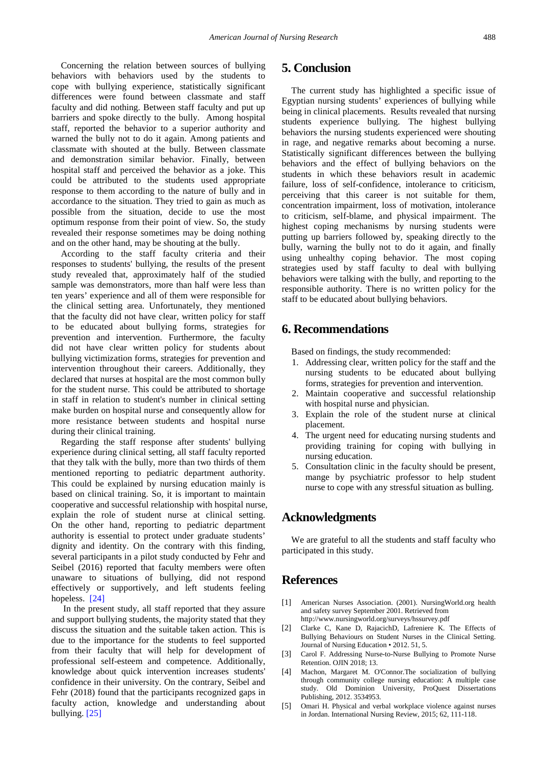Concerning the relation between sources of bullying behaviors with behaviors used by the students to cope with bullying experience, statistically significant differences were found between classmate and staff faculty and did nothing. Between staff faculty and put up barriers and spoke directly to the bully. Among hospital staff, reported the behavior to a superior authority and warned the bully not to do it again. Among patients and classmate with shouted at the bully. Between classmate and demonstration similar behavior. Finally, between hospital staff and perceived the behavior as a joke. This could be attributed to the students used appropriate response to them according to the nature of bully and in accordance to the situation. They tried to gain as much as possible from the situation, decide to use the most optimum response from their point of view. So, the study revealed their response sometimes may be doing nothing and on the other hand, may be shouting at the bully.

According to the staff faculty criteria and their responses to students' bullying, the results of the present study revealed that, approximately half of the studied sample was demonstrators, more than half were less than ten years' experience and all of them were responsible for the clinical setting area. Unfortunately, they mentioned that the faculty did not have clear, written policy for staff to be educated about bullying forms, strategies for prevention and intervention. Furthermore, the faculty did not have clear written policy for students about bullying victimization forms, strategies for prevention and intervention throughout their careers. Additionally, they declared that nurses at hospital are the most common bully for the student nurse. This could be attributed to shortage in staff in relation to student's number in clinical setting make burden on hospital nurse and consequently allow for more resistance between students and hospital nurse during their clinical training.

Regarding the staff response after students' bullying experience during clinical setting, all staff faculty reported that they talk with the bully, more than two thirds of them mentioned reporting to pediatric department authority. This could be explained by nursing education mainly is based on clinical training. So, it is important to maintain cooperative and successful relationship with hospital nurse, explain the role of student nurse at clinical setting. On the other hand, reporting to pediatric department authority is essential to protect under graduate students' dignity and identity. On the contrary with this finding, several participants in a pilot study conducted by Fehr and Seibel (2016) reported that faculty members were often unaware to situations of bullying, did not respond effectively or supportively, and left students feeling hopeless. [24]

In the present study, all staff reported that they assure and support bullying students, the majority stated that they discuss the situation and the suitable taken action. This is due to the importance for the students to feel supported from their faculty that will help for development of professional self-esteem and competence. Additionally, knowledge about quick intervention increases students' confidence in their university. On the contrary, Seibel and Fehr (2018) found that the participants recognized gaps in faculty action, knowledge and understanding about bullying. [25]

## 5. Conclusion

The current study has highlighted a specific issue of Egyptian nursing students' experiences of bullying while being in clinical placements. Results revealed that nursing students experience bullying. The highest bullying behaviors the nursing students experienced were shouting in rage, and negative remarks about becoming a nurse. Statistically significant differences between the bullying behaviors and the effect of bullying behaviors on the students in which these behaviors result in academic failure, loss of self-confidence, intolerance to criticism, perceiving that this career is not suitable for them, concentration impairment, loss of motivation, intolerance to criticism, self-blame, and physical impairment. The highest coping mechanisms by nursing students were putting up barriers followed by, speaking directly to the bully, warning the bully not to do it again, and finally using unhealthy coping behavior. The most coping strategies used by staff faculty to deal with bullying behaviors were talking with the bully, and reporting to the responsible authority. There is no written policy for the staff to be educated about bullying behaviors.

## 6. Recommendations

Based on findings, the study recommended:

1. Addressing clear, written policy for the staff and the nursing students to be educated about bullying forms, strategies for prevention and intervention.
2. Maintain cooperative and successful relationship with hospital nurse and physician.
3. Explain the role of the student nurse at clinical placement.
4. The urgent need for educating nursing students and providing training for coping with bullying in nursing education.
5. Consultation clinic in the faculty should be present, mange by psychiatric professor to help student nurse to cope with any stressful situation as bulling.

## Acknowledgments

We are grateful to all the students and staff faculty who participated in this study.

## References

[1] American Nurses Association. (2001). NursingWorld.org health and safety survey September 2001. Retrieved from http://www.nursingworld.org/surveys/hssurvey.pdf

[2] Clarke C, Kane D, RajacichD, Lafreniere K. The Effects of Bullying Behaviours on Student Nurses in the Clinical Setting. Journal of Nursing Education • 2012. 51, 5.

[3] Carol F. Addressing Nurse-to-Nurse Bullying to Promote Nurse Retention. OJIN 2018; 13.

[4] Machon, Margaret M. O'Connor.The socialization of bullying through community college nursing education: A multiple case study. Old Dominion University, ProQuest Dissertations Publishing, 2012. 3534953.

[5] Omari H. Physical and verbal workplace violence against nurses in Jordan. International Nursing Review, 2015; 62, 111-118.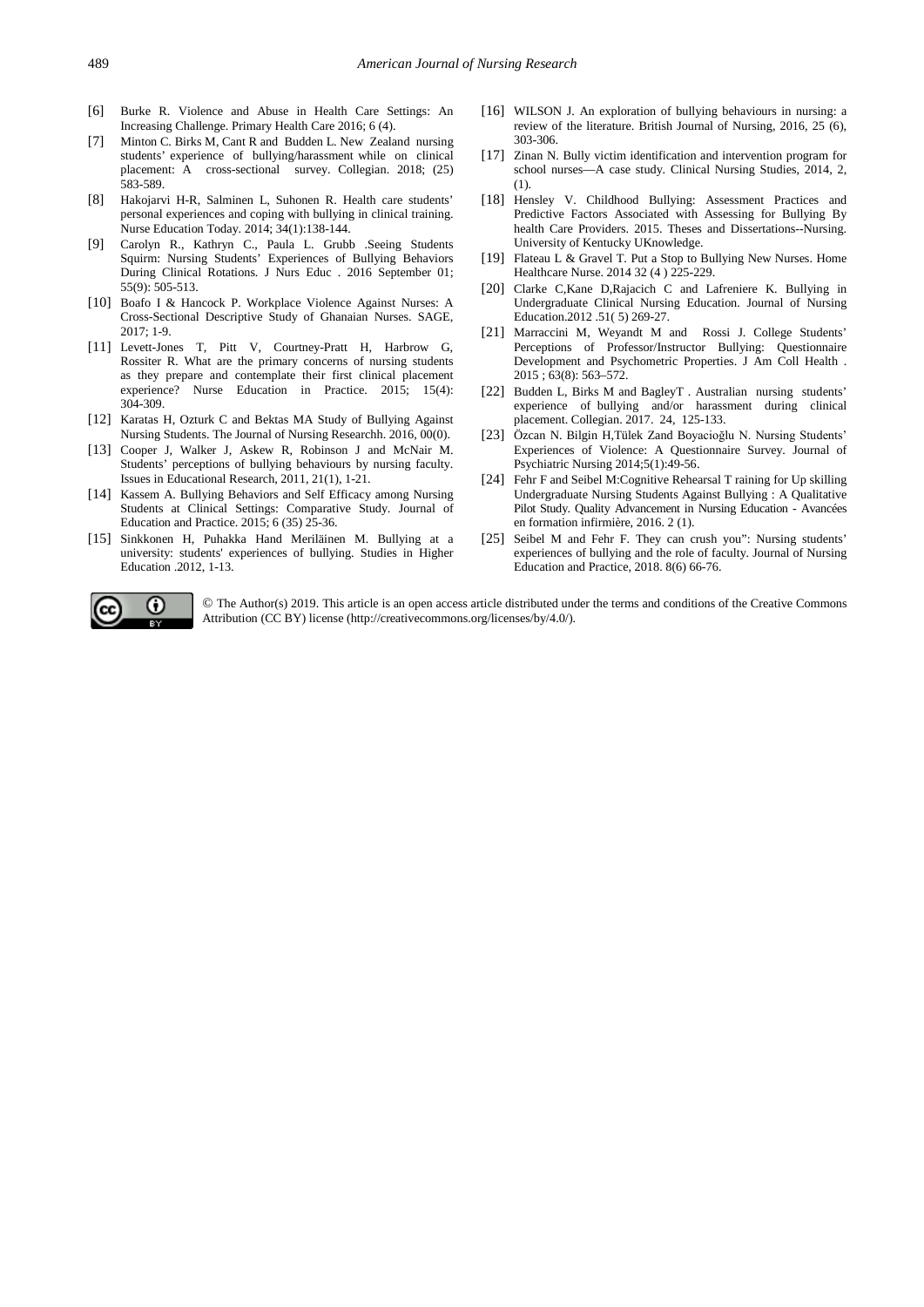[6] Burke R. Violence and Abuse in Health Care Settings: An Increasing Challenge. Primary Health Care 2016; 6 (4).

[7] Minton C. Birks M, Cant R and Budden L. New Zealand nursing students' experience of bullying/harassment while on clinical placement: A cross-sectional survey. Collegian. 2018; (25) 583-589.

[8] Hakojarvi H-R, Salminen L, Suhonen R. Health care students' personal experiences and coping with bullying in clinical training. Nurse Education Today. 2014; 34(1):138-144.

[9] Carolyn R., Kathryn C., Paula L. Grubb .Seeing Students Squirm: Nursing Students' Experiences of Bullying Behaviors During Clinical Rotations. J Nurs Educ . 2016 September 01; 55(9): 505-513.

[10] Boafo I & Hancock P. Workplace Violence Against Nurses: A Cross-Sectional Descriptive Study of Ghanaian Nurses. SAGE, 2017; 1-9.

[11] Levett-Jones T, Pitt V, Courtney-Pratt H, Harbrow G, Rossiter R. What are the primary concerns of nursing students as they prepare and contemplate their first clinical placement experience? Nurse Education in Practice. 2015; 15(4): 304-309.

[12] Karatas H, Ozturk C and Bektas MA Study of Bullying Against Nursing Students. The Journal of Nursing Researchh. 2016, 00(0).

[13] Cooper J, Walker J, Askew R, Robinson J and McNair M. Students' perceptions of bullying behaviours by nursing faculty. Issues in Educational Research, 2011, 21(1), 1-21.

[14] Kassem A. Bullying Behaviors and Self Efficacy among Nursing Students at Clinical Settings: Comparative Study. Journal of Education and Practice. 2015; 6 (35) 25-36.

[15] Sinkkonen H, Puhakka Hand Meriläinen M. Bullying at a university: students' experiences of bullying. Studies in Higher Education .2012, 1-13.

[16] WILSON J. An exploration of bullying behaviours in nursing: a review of the literature. British Journal of Nursing, 2016, 25 (6), 303-306.

[17] Zinan N. Bully victim identification and intervention program for school nurses—A case study. Clinical Nursing Studies, 2014, 2, (1).

[18] Hensley V. Childhood Bullying: Assessment Practices and Predictive Factors Associated with Assessing for Bullying By health Care Providers. 2015. Theses and Dissertations--Nursing. University of Kentucky UKnowledge.

[19] Flateau L & Gravel T. Put a Stop to Bullying New Nurses. Home Healthcare Nurse. 2014 32 (4 ) 225-229.

[20] Clarke C,Kane D,Rajacich C and Lafreniere K. Bullying in Undergraduate Clinical Nursing Education. Journal of Nursing Education.2012 .51( 5) 269-27.

[21] Marraccini M, Weyandt M and Rossi J. College Students' Perceptions of Professor/Instructor Bullying: Questionnaire Development and Psychometric Properties. J Am Coll Health . 2015 ; 63(8): 563–572.

[22] Budden L, Birks M and BagleyT . Australian nursing students' experience of bullying and/or harassment during clinical placement. Collegian. 2017. 24, 125-133.

[23] Özcan N. Bilgin H,Tülek Zand Boyacioğlu N. Nursing Students' Experiences of Violence: A Questionnaire Survey. Journal of Psychiatric Nursing 2014;5(1):49-56.

[24] Fehr F and Seibel M:Cognitive Rehearsal T raining for Up skilling Undergraduate Nursing Students Against Bullying : A Qualitative Pilot Study. Quality Advancement in Nursing Education - Avancées en formation infirmière, 2016. 2 (1).

[25] Seibel M and Fehr F. They can crush you": Nursing students' experiences of bullying and the role of faculty. Journal of Nursing Education and Practice, 2018. 8(6) 66-76.

© The Author(s) 2019. This article is an open access article distributed under the terms and conditions of the Creative Commons Attribution (CC BY) license (http://creativecommons.org/licenses/by/4.0/).